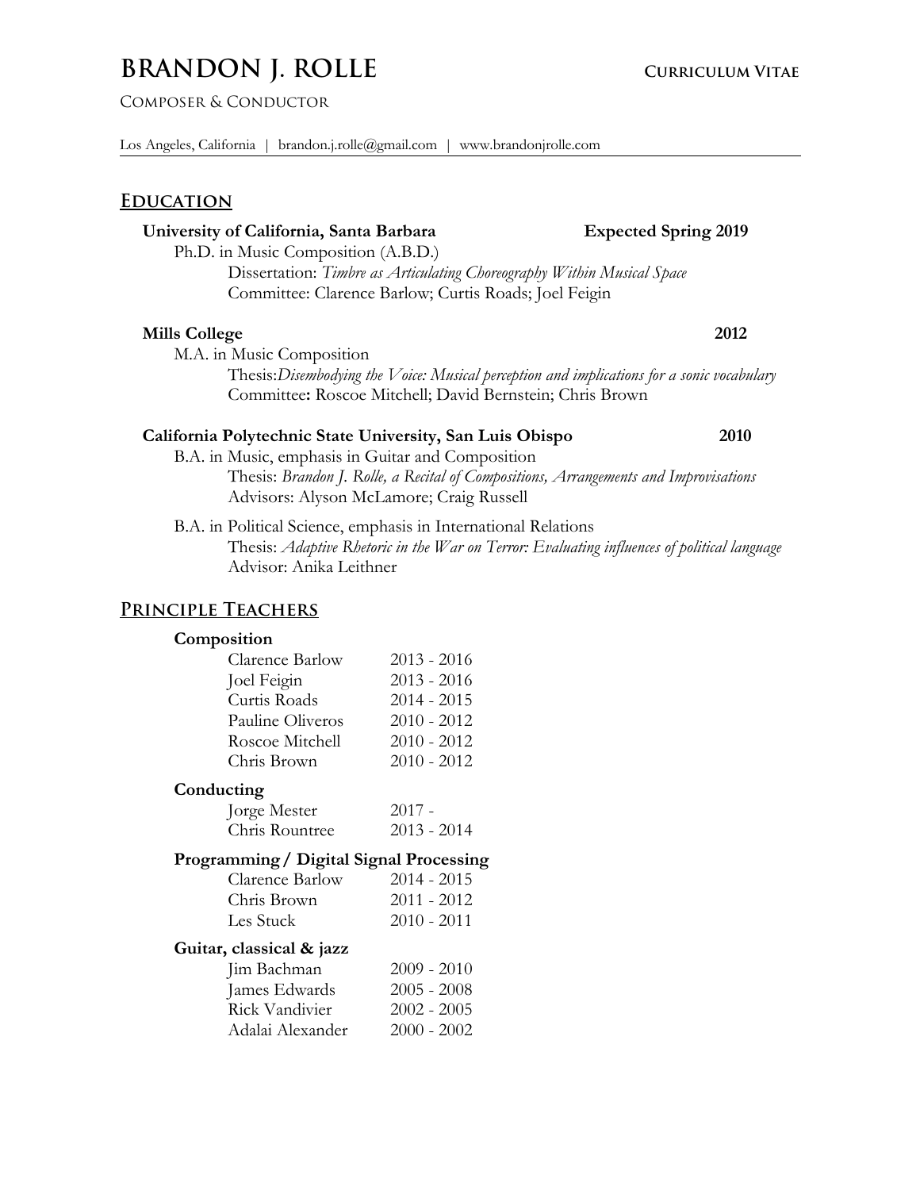# BRANDON J. ROLLE

**Curriculum Vitae**

Composer & Conductor

Los Angeles, California | brandon.j.rolle@gmail.com | www.brandonjrolle.com

## Education

**University of California, Santa Barbara** — **Expected Spring 2019**

Ph.D. in Music Composition (A.B.D.)

Dissertation: *Timbre as Articulating Choreography Within Musical Space*

Committee: Clarence Barlow; Curtis Roads; Joel Feigin

**Mills College** — **2012**

M.A. in Music Composition

Thesis: *Disembodying the Voice: Musical perception and implications for a sonic vocabulary*

Committee**:** Roscoe Mitchell; David Bernstein; Chris Brown

**California Polytechnic State University, San Luis Obispo** — **2010**

B.A. in Music, emphasis in Guitar and Composition

Thesis: *Brandon J. Rolle, a Recital of Compositions, Arrangements and Improvisations*

Advisors: Alyson McLamore; Craig Russell

B.A. in Political Science, emphasis in International Relations

Thesis: *Adaptive Rhetoric in the War on Terror: Evaluating influences of political language*

Advisor: Anika Leithner

## Principle Teachers

### Composition

| | |
|---|---|
| Clarence Barlow | 2013 - 2016 |
| Joel Feigin | 2013 - 2016 |
| Curtis Roads | 2014 - 2015 |
| Pauline Oliveros | 2010 - 2012 |
| Roscoe Mitchell | 2010 - 2012 |
| Chris Brown | 2010 - 2012 |

### Conducting

| | |
|---|---|
| Jorge Mester | 2017 - |
| Chris Rountree | 2013 - 2014 |

### Programming / Digital Signal Processing

| | |
|---|---|
| Clarence Barlow | 2014 - 2015 |
| Chris Brown | 2011 - 2012 |
| Les Stuck | 2010 - 2011 |

### Guitar, classical & jazz

| | |
|---|---|
| Jim Bachman | 2009 - 2010 |
| James Edwards | 2005 - 2008 |
| Rick Vandivier | 2002 - 2005 |
| Adalai Alexander | 2000 - 2002 |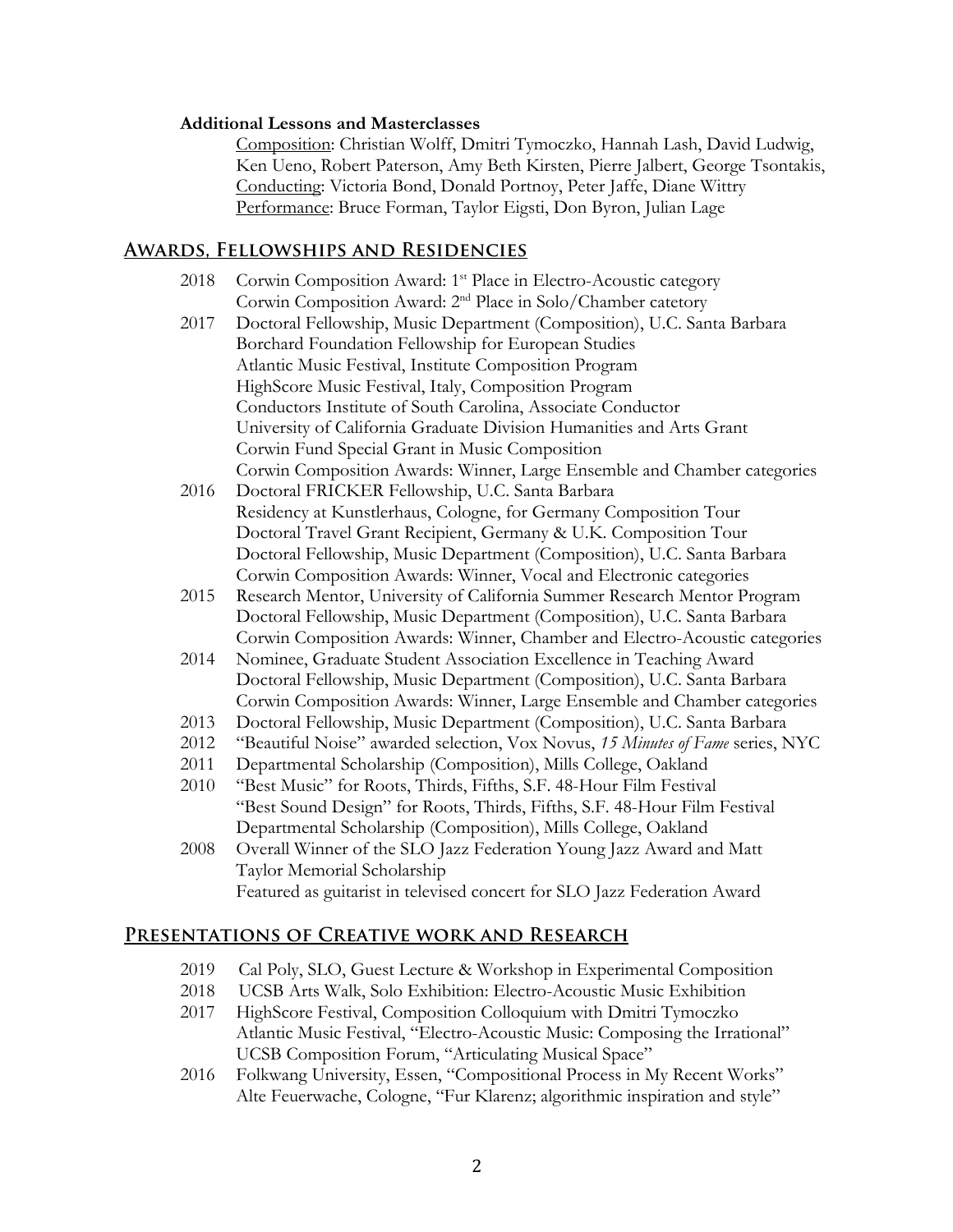**Additional Lessons and Masterclasses**

Composition: Christian Wolff, Dmitri Tymoczko, Hannah Lash, David Ludwig, Ken Ueno, Robert Paterson, Amy Beth Kirsten, Pierre Jalbert, George Tsontakis,
Conducting: Victoria Bond, Donald Portnoy, Peter Jaffe, Diane Wittry
Performance: Bruce Forman, Taylor Eigsti, Don Byron, Julian Lage

## Awards, Fellowships and Residencies

2018 Corwin Composition Award: 1st Place in Electro-Acoustic category
Corwin Composition Award: 2nd Place in Solo/Chamber catetory

2017 Doctoral Fellowship, Music Department (Composition), U.C. Santa Barbara
Borchard Foundation Fellowship for European Studies
Atlantic Music Festival, Institute Composition Program
HighScore Music Festival, Italy, Composition Program
Conductors Institute of South Carolina, Associate Conductor
University of California Graduate Division Humanities and Arts Grant
Corwin Fund Special Grant in Music Composition
Corwin Composition Awards: Winner, Large Ensemble and Chamber categories

2016 Doctoral FRICKER Fellowship, U.C. Santa Barbara
Residency at Kunstlerhaus, Cologne, for Germany Composition Tour
Doctoral Travel Grant Recipient, Germany & U.K. Composition Tour
Doctoral Fellowship, Music Department (Composition), U.C. Santa Barbara
Corwin Composition Awards: Winner, Vocal and Electronic categories

2015 Research Mentor, University of California Summer Research Mentor Program
Doctoral Fellowship, Music Department (Composition), U.C. Santa Barbara
Corwin Composition Awards: Winner, Chamber and Electro-Acoustic categories

2014 Nominee, Graduate Student Association Excellence in Teaching Award
Doctoral Fellowship, Music Department (Composition), U.C. Santa Barbara
Corwin Composition Awards: Winner, Large Ensemble and Chamber categories

2013 Doctoral Fellowship, Music Department (Composition), U.C. Santa Barbara

2012 "Beautiful Noise" awarded selection, Vox Novus, *15 Minutes of Fame* series, NYC

2011 Departmental Scholarship (Composition), Mills College, Oakland

2010 "Best Music" for Roots, Thirds, Fifths, S.F. 48-Hour Film Festival
"Best Sound Design" for Roots, Thirds, Fifths, S.F. 48-Hour Film Festival
Departmental Scholarship (Composition), Mills College, Oakland

2008 Overall Winner of the SLO Jazz Federation Young Jazz Award and Matt Taylor Memorial Scholarship
Featured as guitarist in televised concert for SLO Jazz Federation Award

## Presentations of Creative work and Research

2019 Cal Poly, SLO, Guest Lecture & Workshop in Experimental Composition

2018 UCSB Arts Walk, Solo Exhibition: Electro-Acoustic Music Exhibition

2017 HighScore Festival, Composition Colloquium with Dmitri Tymoczko
Atlantic Music Festival, "Electro-Acoustic Music: Composing the Irrational"
UCSB Composition Forum, "Articulating Musical Space"

2016 Folkwang University, Essen, "Compositional Process in My Recent Works"
Alte Feuerwache, Cologne, "Fur Klarenz; algorithmic inspiration and style"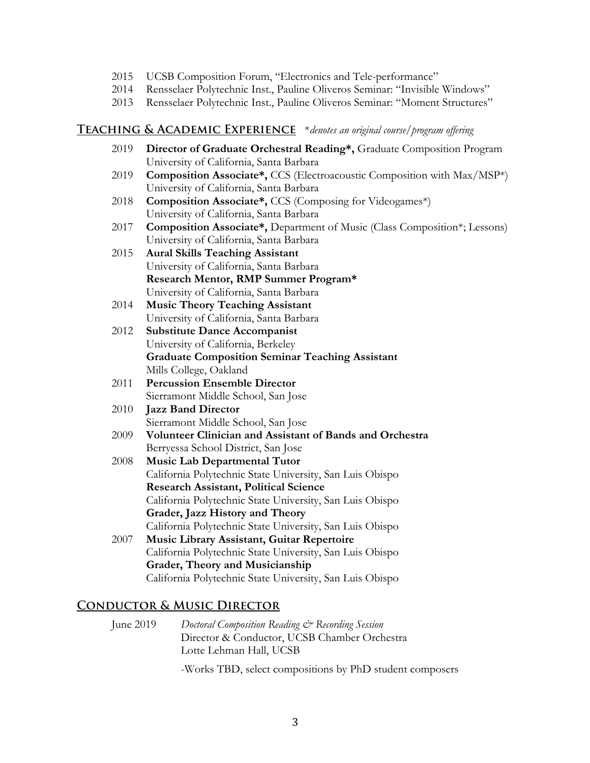- 2015 UCSB Composition Forum, "Electronics and Tele-performance"
- 2014 Rensselaer Polytechnic Inst., Pauline Oliveros Seminar: "Invisible Windows"
- 2013 Rensselaer Polytechnic Inst., Pauline Oliveros Seminar: "Moment Structures"

## Teaching & Academic Experience *\*denotes an original course/program offering*

2019 **Director of Graduate Orchestral Reading\*,** Graduate Composition Program
University of California, Santa Barbara

2019 **Composition Associate\*,** CCS (Electroacoustic Composition with Max/MSP\*)
University of California, Santa Barbara

2018 **Composition Associate\*,** CCS (Composing for Videogames\*)
University of California, Santa Barbara

2017 **Composition Associate\*,** Department of Music (Class Composition\*; Lessons)
University of California, Santa Barbara

2015 **Aural Skills Teaching Assistant**
University of California, Santa Barbara
**Research Mentor, RMP Summer Program\***
University of California, Santa Barbara

2014 **Music Theory Teaching Assistant**
University of California, Santa Barbara

2012 **Substitute Dance Accompanist**
University of California, Berkeley
**Graduate Composition Seminar Teaching Assistant**
Mills College, Oakland

2011 **Percussion Ensemble Director**
Sierramont Middle School, San Jose

2010 **Jazz Band Director**
Sierramont Middle School, San Jose

2009 **Volunteer Clinician and Assistant of Bands and Orchestra**
Berryessa School District, San Jose

2008 **Music Lab Departmental Tutor**
California Polytechnic State University, San Luis Obispo
**Research Assistant, Political Science**
California Polytechnic State University, San Luis Obispo
**Grader, Jazz History and Theory**
California Polytechnic State University, San Luis Obispo

2007 **Music Library Assistant, Guitar Repertoire**
California Polytechnic State University, San Luis Obispo
**Grader, Theory and Musicianship**
California Polytechnic State University, San Luis Obispo

## Conductor & Music Director

June 2019 *Doctoral Composition Reading & Recording Session*
Director & Conductor, UCSB Chamber Orchestra
Lotte Lehman Hall, UCSB

-Works TBD, select compositions by PhD student composers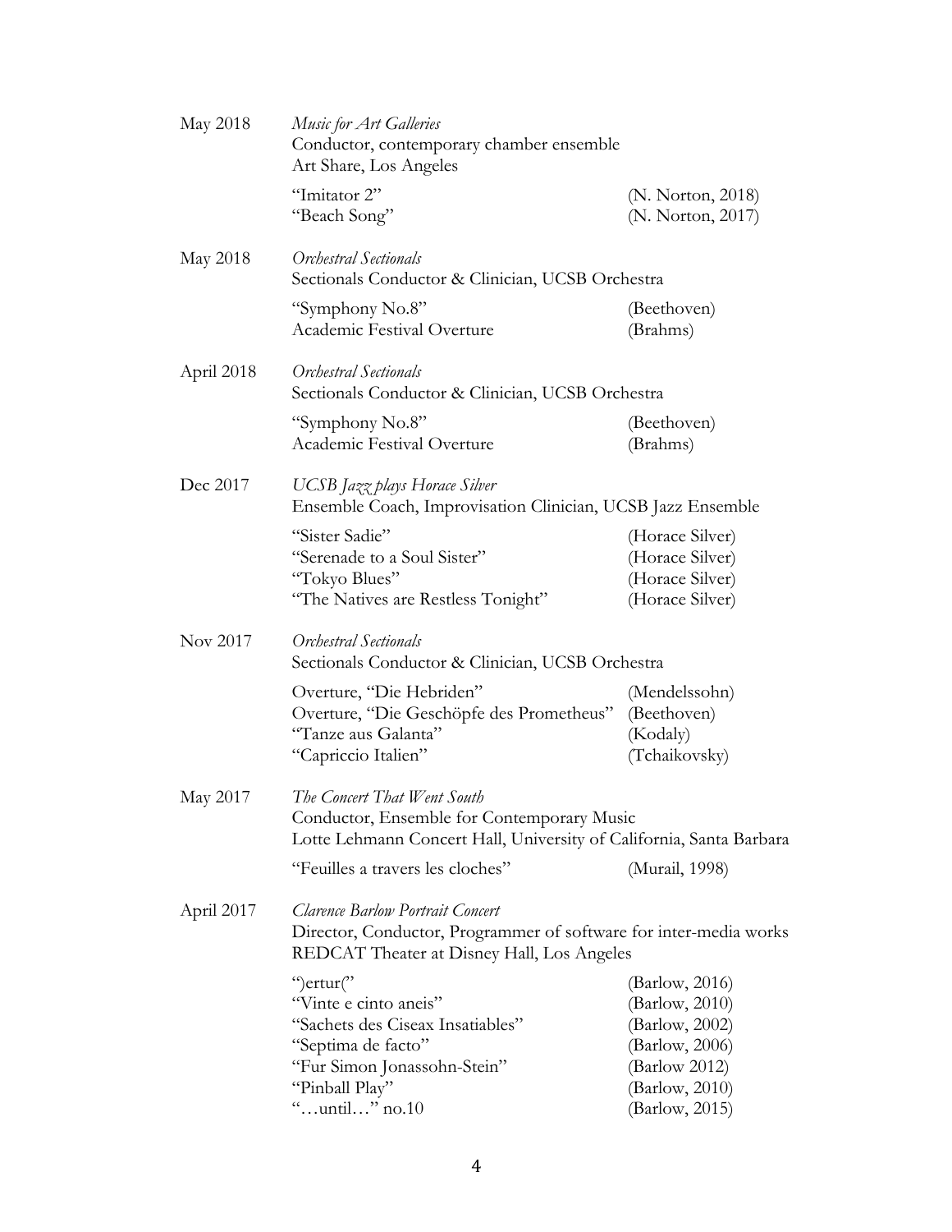May 2018 *Music for Art Galleries*
Conductor, contemporary chamber ensemble
Art Share, Los Angeles

| | |
|---|---|
| "Imitator 2" | (N. Norton, 2018) |
| "Beach Song" | (N. Norton, 2017) |

May 2018 *Orchestral Sectionals*
Sectionals Conductor & Clinician, UCSB Orchestra

| | |
|---|---|
| "Symphony No.8" | (Beethoven) |
| Academic Festival Overture | (Brahms) |

April 2018 *Orchestral Sectionals*
Sectionals Conductor & Clinician, UCSB Orchestra

| | |
|---|---|
| "Symphony No.8" | (Beethoven) |
| Academic Festival Overture | (Brahms) |

Dec 2017 *UCSB Jazz plays Horace Silver*
Ensemble Coach, Improvisation Clinician, UCSB Jazz Ensemble

| | |
|---|---|
| "Sister Sadie" | (Horace Silver) |
| "Serenade to a Soul Sister" | (Horace Silver) |
| "Tokyo Blues" | (Horace Silver) |
| "The Natives are Restless Tonight" | (Horace Silver) |

Nov 2017 *Orchestral Sectionals*
Sectionals Conductor & Clinician, UCSB Orchestra

| | |
|---|---|
| Overture, "Die Hebriden" | (Mendelssohn) |
| Overture, "Die Geschöpfe des Prometheus" | (Beethoven) |
| "Tanze aus Galanta" | (Kodaly) |
| "Capriccio Italien" | (Tchaikovsky) |

May 2017 *The Concert That Went South*
Conductor, Ensemble for Contemporary Music
Lotte Lehmann Concert Hall, University of California, Santa Barbara

| | |
|---|---|
| "Feuilles a travers les cloches" | (Murail, 1998) |

April 2017 *Clarence Barlow Portrait Concert*
Director, Conductor, Programmer of software for inter-media works
REDCAT Theater at Disney Hall, Los Angeles

| | |
|---|---|
| ")ertur(" | (Barlow, 2016) |
| "Vinte e cinto aneis" | (Barlow, 2010) |
| "Sachets des Ciseax Insatiables" | (Barlow, 2002) |
| "Septima de facto" | (Barlow, 2006) |
| "Fur Simon Jonassohn-Stein" | (Barlow 2012) |
| "Pinball Play" | (Barlow, 2010) |
| "…until…" no.10 | (Barlow, 2015) |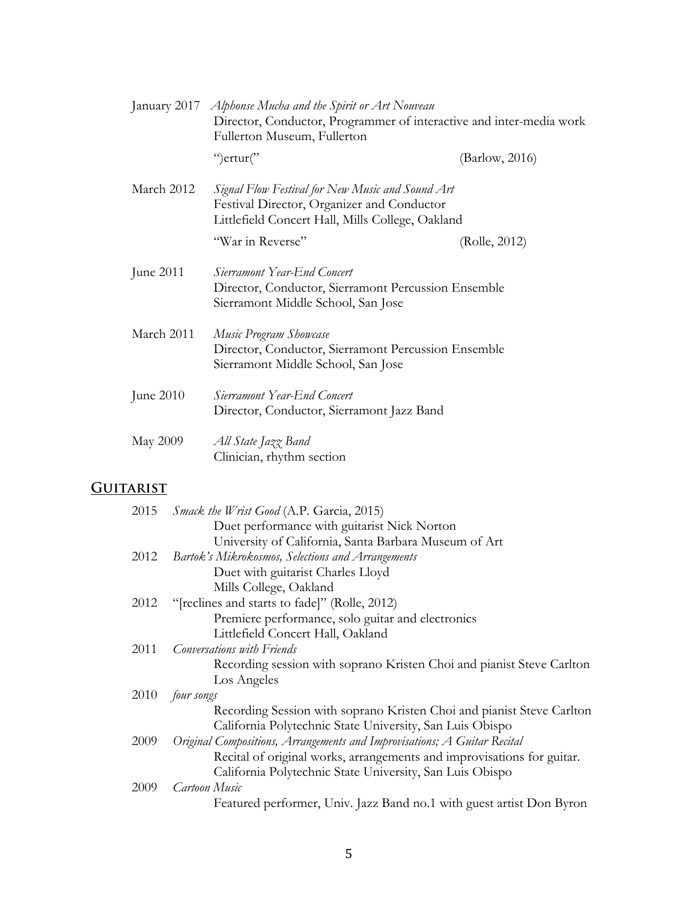January 2017 *Alphonse Mucha and the Spirit or Art Nouveau*
Director, Conductor, Programmer of interactive and inter-media work
Fullerton Museum, Fullerton

")ertur(" (Barlow, 2016)

March 2012 *Signal Flow Festival for New Music and Sound Art*
Festival Director, Organizer and Conductor
Littlefield Concert Hall, Mills College, Oakland

"War in Reverse" (Rolle, 2012)

June 2011 *Sierramont Year-End Concert*
Director, Conductor, Sierramont Percussion Ensemble
Sierramont Middle School, San Jose

March 2011 *Music Program Showcase*
Director, Conductor, Sierramont Percussion Ensemble
Sierramont Middle School, San Jose

June 2010 *Sierramont Year-End Concert*
Director, Conductor, Sierramont Jazz Band

May 2009 *All State Jazz Band*
Clinician, rhythm section

## GUITARIST

2015 *Smack the Wrist Good* (A.P. Garcia, 2015)
Duet performance with guitarist Nick Norton
University of California, Santa Barbara Museum of Art

2012 *Bartok's Mikrokosmos, Selections and Arrangements*
Duet with guitarist Charles Lloyd
Mills College, Oakland

2012 "[reclines and starts to fade]" (Rolle, 2012)
Premiere performance, solo guitar and electronics
Littlefield Concert Hall, Oakland

2011 *Conversations with Friends*
Recording session with soprano Kristen Choi and pianist Steve Carlton
Los Angeles

2010 *four songs*
Recording Session with soprano Kristen Choi and pianist Steve Carlton
California Polytechnic State University, San Luis Obispo

2009 *Original Compositions, Arrangements and Improvisations; A Guitar Recital*
Recital of original works, arrangements and improvisations for guitar.
California Polytechnic State University, San Luis Obispo

2009 *Cartoon Music*
Featured performer, Univ. Jazz Band no.1 with guest artist Don Byron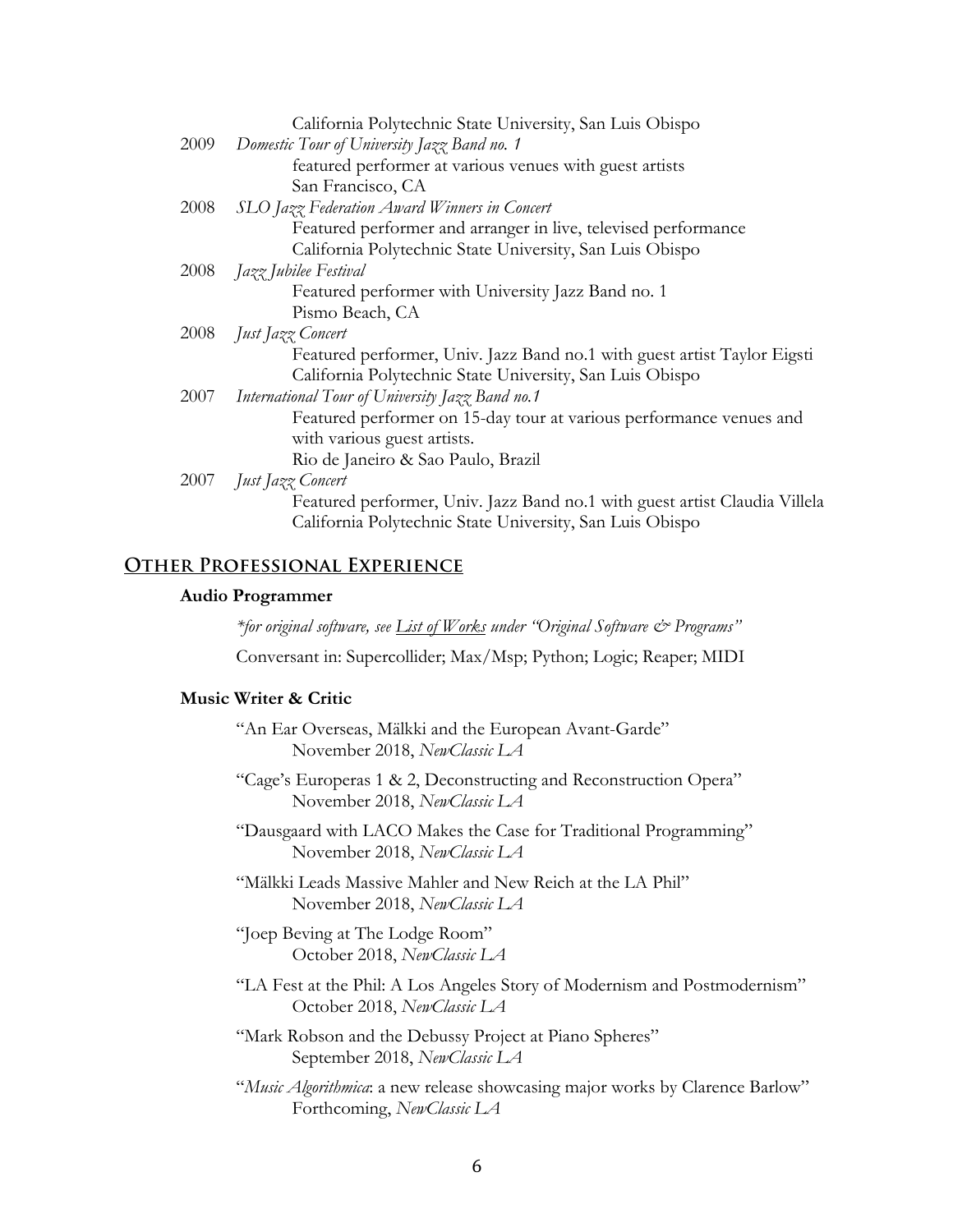California Polytechnic State University, San Luis Obispo

2009 *Domestic Tour of University Jazz Band no. 1*
featured performer at various venues with guest artists
San Francisco, CA

2008 *SLO Jazz Federation Award Winners in Concert*
Featured performer and arranger in live, televised performance
California Polytechnic State University, San Luis Obispo

2008 *Jazz Jubilee Festival*
Featured performer with University Jazz Band no. 1
Pismo Beach, CA

2008 *Just Jazz Concert*
Featured performer, Univ. Jazz Band no.1 with guest artist Taylor Eigsti
California Polytechnic State University, San Luis Obispo

2007 *International Tour of University Jazz Band no.1*
Featured performer on 15-day tour at various performance venues and with various guest artists.
Rio de Janeiro & Sao Paulo, Brazil

2007 *Just Jazz Concert*
Featured performer, Univ. Jazz Band no.1 with guest artist Claudia Villela
California Polytechnic State University, San Luis Obispo

## Other Professional Experience

### Audio Programmer

*\*for original software, see List of Works under "Original Software & Programs"*

Conversant in: Supercollider; Max/Msp; Python; Logic; Reaper; MIDI

### Music Writer & Critic

"An Ear Overseas, Mälkki and the European Avant-Garde"
November 2018, *NewClassic LA*

"Cage's Europeras 1 & 2, Deconstructing and Reconstruction Opera"
November 2018, *NewClassic LA*

"Dausgaard with LACO Makes the Case for Traditional Programming"
November 2018, *NewClassic LA*

"Mälkki Leads Massive Mahler and New Reich at the LA Phil"
November 2018, *NewClassic LA*

"Joep Beving at The Lodge Room"
October 2018, *NewClassic LA*

"LA Fest at the Phil: A Los Angeles Story of Modernism and Postmodernism"
October 2018, *NewClassic LA*

"Mark Robson and the Debussy Project at Piano Spheres"
September 2018, *NewClassic LA*

"*Music Algorithmica*: a new release showcasing major works by Clarence Barlow"
Forthcoming, *NewClassic LA*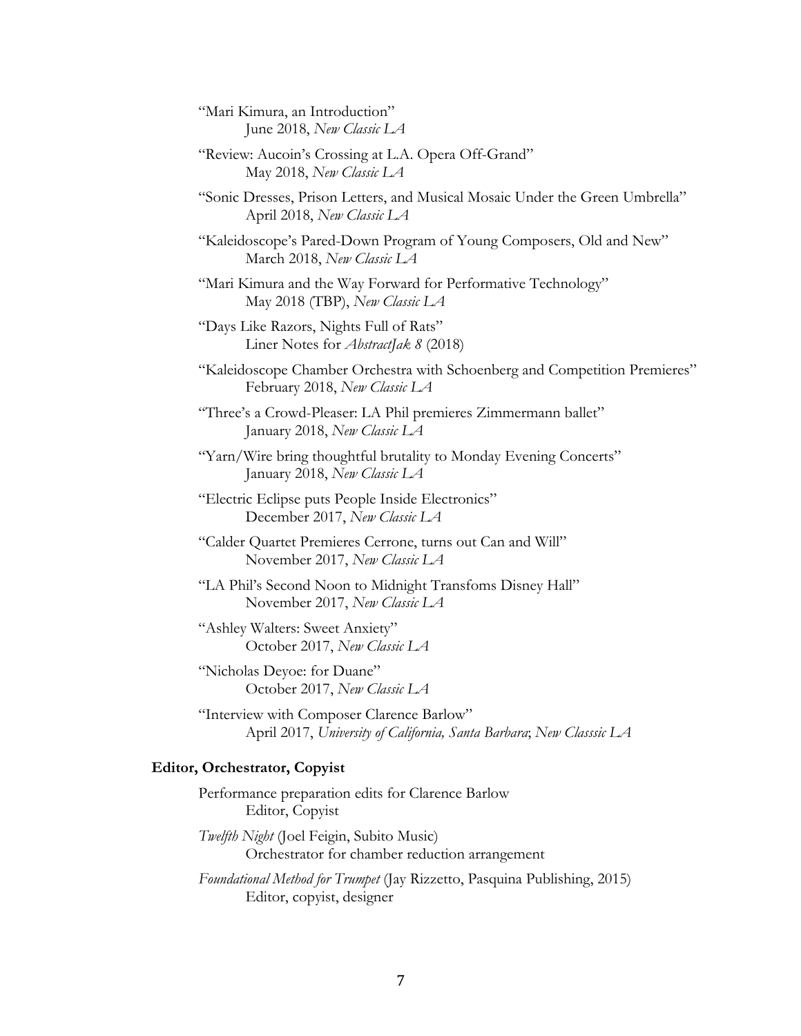"Mari Kimura, an Introduction"
June 2018, *New Classic LA*

"Review: Aucoin's Crossing at L.A. Opera Off-Grand"
May 2018, *New Classic LA*

"Sonic Dresses, Prison Letters, and Musical Mosaic Under the Green Umbrella"
April 2018, *New Classic LA*

"Kaleidoscope's Pared-Down Program of Young Composers, Old and New"
March 2018, *New Classic LA*

"Mari Kimura and the Way Forward for Performative Technology"
May 2018 (TBP), *New Classic LA*

"Days Like Razors, Nights Full of Rats"
Liner Notes for *AbstractJak 8* (2018)

"Kaleidoscope Chamber Orchestra with Schoenberg and Competition Premieres"
February 2018, *New Classic LA*

"Three's a Crowd-Pleaser: LA Phil premieres Zimmermann ballet"
January 2018, *New Classic LA*

"Yarn/Wire bring thoughtful brutality to Monday Evening Concerts"
January 2018, *New Classic LA*

"Electric Eclipse puts People Inside Electronics"
December 2017, *New Classic LA*

"Calder Quartet Premieres Cerrone, turns out Can and Will"
November 2017, *New Classic LA*

"LA Phil's Second Noon to Midnight Transfoms Disney Hall"
November 2017, *New Classic LA*

"Ashley Walters: Sweet Anxiety"
October 2017, *New Classic LA*

"Nicholas Deyoe: for Duane"
October 2017, *New Classic LA*

"Interview with Composer Clarence Barlow"
April 2017, *University of California, Santa Barbara*; *New Classsic LA*

**Editor, Orchestrator, Copyist**

Performance preparation edits for Clarence Barlow
Editor, Copyist

*Twelfth Night* (Joel Feigin, Subito Music)
Orchestrator for chamber reduction arrangement

*Foundational Method for Trumpet* (Jay Rizzetto, Pasquina Publishing, 2015)
Editor, copyist, designer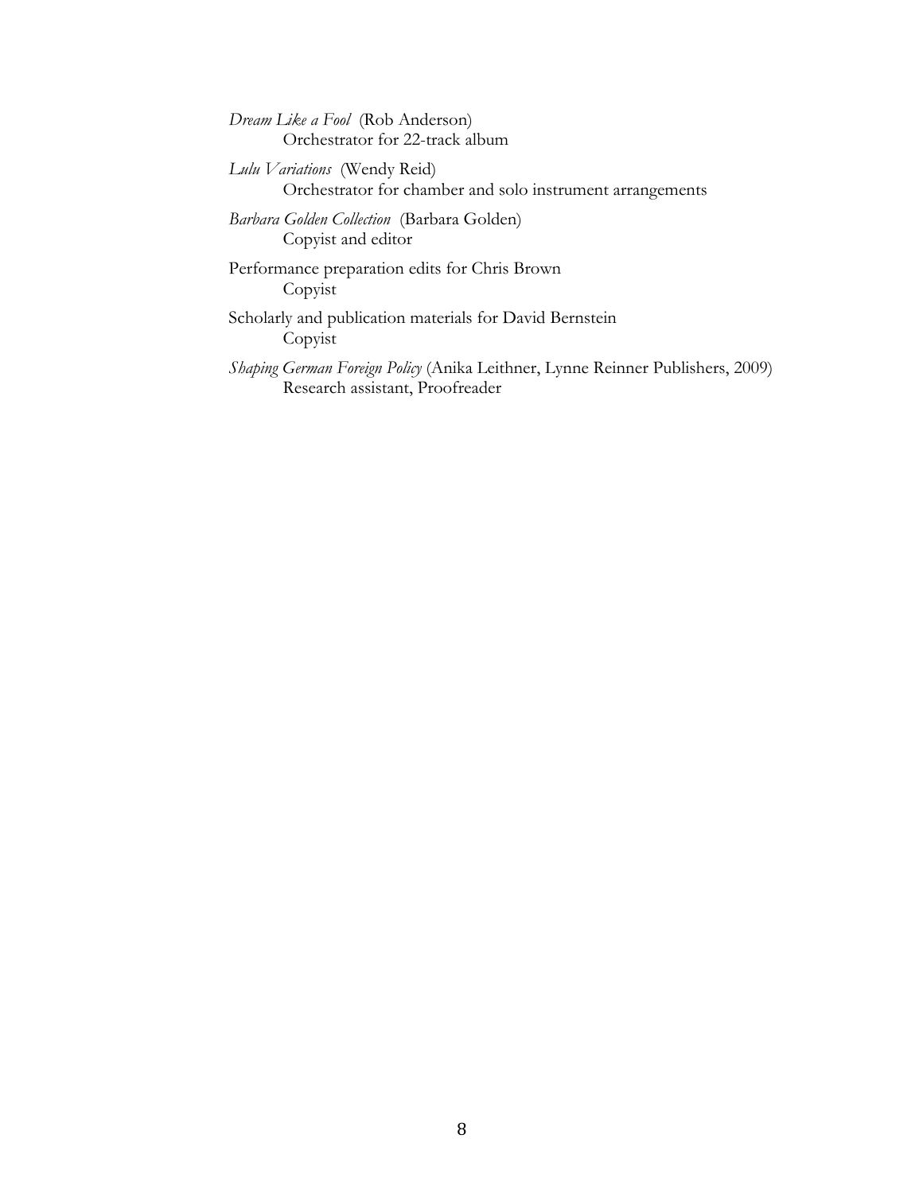*Dream Like a Fool* (Rob Anderson)
Orchestrator for 22-track album

*Lulu Variations* (Wendy Reid)
Orchestrator for chamber and solo instrument arrangements

*Barbara Golden Collection* (Barbara Golden)
Copyist and editor

Performance preparation edits for Chris Brown
Copyist

Scholarly and publication materials for David Bernstein
Copyist

*Shaping German Foreign Policy* (Anika Leithner, Lynne Reinner Publishers, 2009)
Research assistant, Proofreader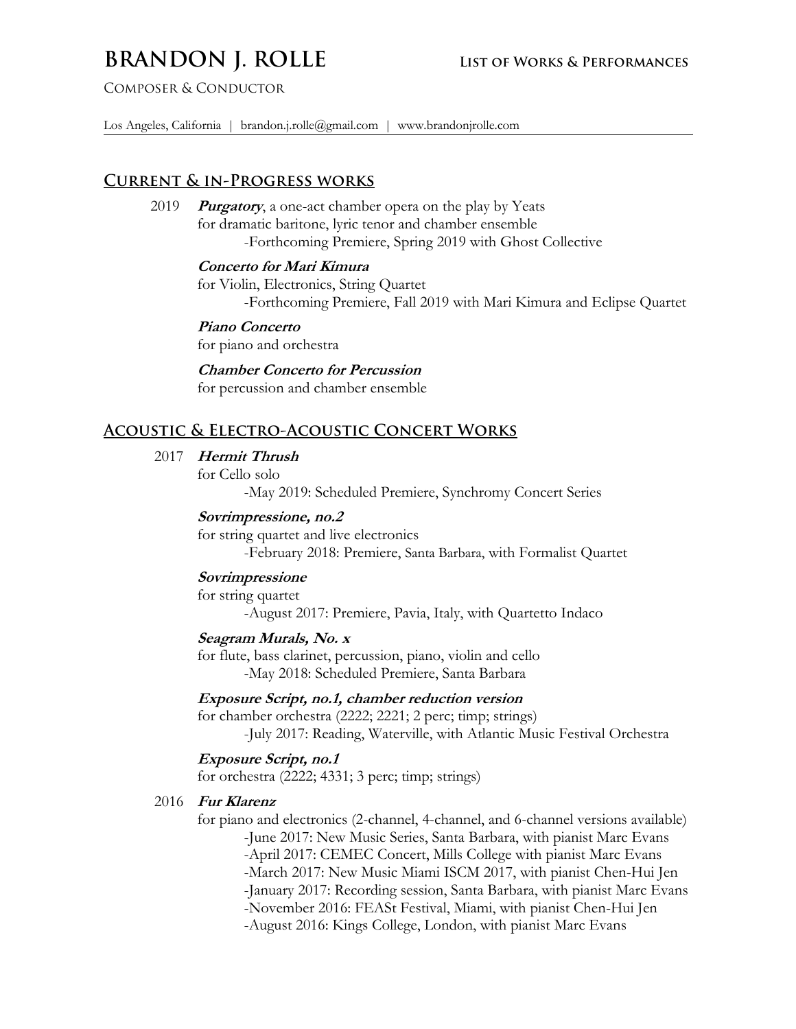# BRANDON J. ROLLE

**List of Works & Performances**

Composer & Conductor

Los Angeles, California | brandon.j.rolle@gmail.com | www.brandonjrolle.com

## Current & in-Progress works

2019 ***Purgatory***, a one-act chamber opera on the play by Yeats
for dramatic baritone, lyric tenor and chamber ensemble
-Forthcoming Premiere, Spring 2019 with Ghost Collective

***Concerto for Mari Kimura***
for Violin, Electronics, String Quartet
-Forthcoming Premiere, Fall 2019 with Mari Kimura and Eclipse Quartet

***Piano Concerto***
for piano and orchestra

***Chamber Concerto for Percussion***
for percussion and chamber ensemble

## Acoustic & Electro-Acoustic Concert Works

2017 ***Hermit Thrush***
for Cello solo
-May 2019: Scheduled Premiere, Synchromy Concert Series

***Sovrimpressione, no.2***
for string quartet and live electronics
-February 2018: Premiere, Santa Barbara, with Formalist Quartet

***Sovrimpressione***
for string quartet
-August 2017: Premiere, Pavia, Italy, with Quartetto Indaco

***Seagram Murals, No. x***
for flute, bass clarinet, percussion, piano, violin and cello
-May 2018: Scheduled Premiere, Santa Barbara

***Exposure Script, no.1, chamber reduction version***
for chamber orchestra (2222; 2221; 2 perc; timp; strings)
-July 2017: Reading, Waterville, with Atlantic Music Festival Orchestra

***Exposure Script, no.1***
for orchestra (2222; 4331; 3 perc; timp; strings)

2016 ***Fur Klarenz***
for piano and electronics (2-channel, 4-channel, and 6-channel versions available)
-June 2017: New Music Series, Santa Barbara, with pianist Marc Evans
-April 2017: CEMEC Concert, Mills College with pianist Marc Evans
-March 2017: New Music Miami ISCM 2017, with pianist Chen-Hui Jen
-January 2017: Recording session, Santa Barbara, with pianist Marc Evans
-November 2016: FEASt Festival, Miami, with pianist Chen-Hui Jen
-August 2016: Kings College, London, with pianist Marc Evans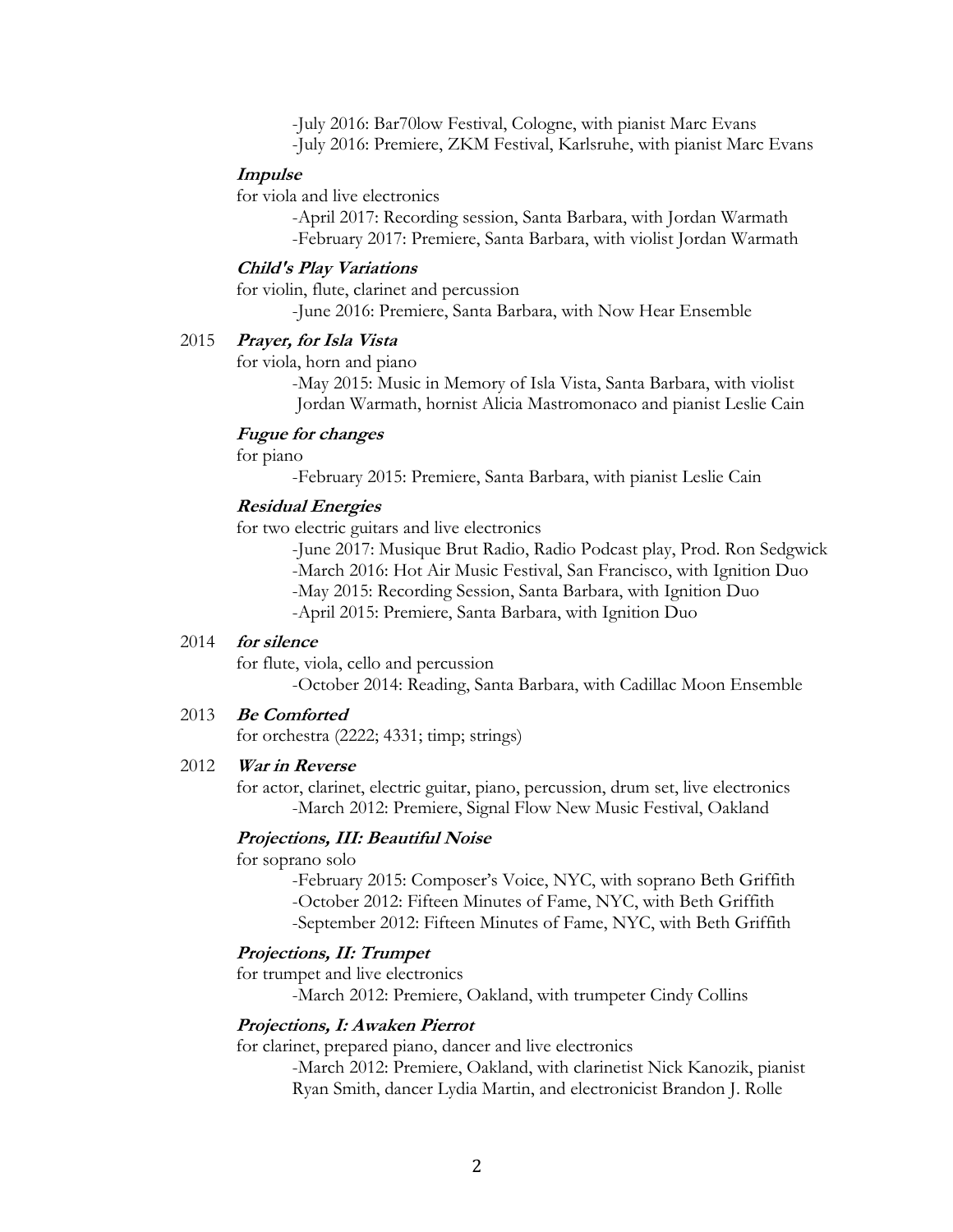-July 2016: Bar70low Festival, Cologne, with pianist Marc Evans
-July 2016: Premiere, ZKM Festival, Karlsruhe, with pianist Marc Evans

***Impulse***

for viola and live electronics

-April 2017: Recording session, Santa Barbara, with Jordan Warmath
-February 2017: Premiere, Santa Barbara, with violist Jordan Warmath

***Child's Play Variations***

for violin, flute, clarinet and percussion

-June 2016: Premiere, Santa Barbara, with Now Hear Ensemble

2015 ***Prayer, for Isla Vista***

for viola, horn and piano

-May 2015: Music in Memory of Isla Vista, Santa Barbara, with violist Jordan Warmath, hornist Alicia Mastromonaco and pianist Leslie Cain

***Fugue for changes***

for piano

-February 2015: Premiere, Santa Barbara, with pianist Leslie Cain

***Residual Energies***

for two electric guitars and live electronics

-June 2017: Musique Brut Radio, Radio Podcast play, Prod. Ron Sedgwick
-March 2016: Hot Air Music Festival, San Francisco, with Ignition Duo
-May 2015: Recording Session, Santa Barbara, with Ignition Duo
-April 2015: Premiere, Santa Barbara, with Ignition Duo

2014 ***for silence***

for flute, viola, cello and percussion

-October 2014: Reading, Santa Barbara, with Cadillac Moon Ensemble

2013 ***Be Comforted***

for orchestra (2222; 4331; timp; strings)

2012 ***War in Reverse***

for actor, clarinet, electric guitar, piano, percussion, drum set, live electronics
-March 2012: Premiere, Signal Flow New Music Festival, Oakland

***Projections, III: Beautiful Noise***

for soprano solo

-February 2015: Composer's Voice, NYC, with soprano Beth Griffith
-October 2012: Fifteen Minutes of Fame, NYC, with Beth Griffith
-September 2012: Fifteen Minutes of Fame, NYC, with Beth Griffith

***Projections, II: Trumpet***

for trumpet and live electronics

-March 2012: Premiere, Oakland, with trumpeter Cindy Collins

***Projections, I: Awaken Pierrot***

for clarinet, prepared piano, dancer and live electronics

-March 2012: Premiere, Oakland, with clarinetist Nick Kanozik, pianist Ryan Smith, dancer Lydia Martin, and electronicist Brandon J. Rolle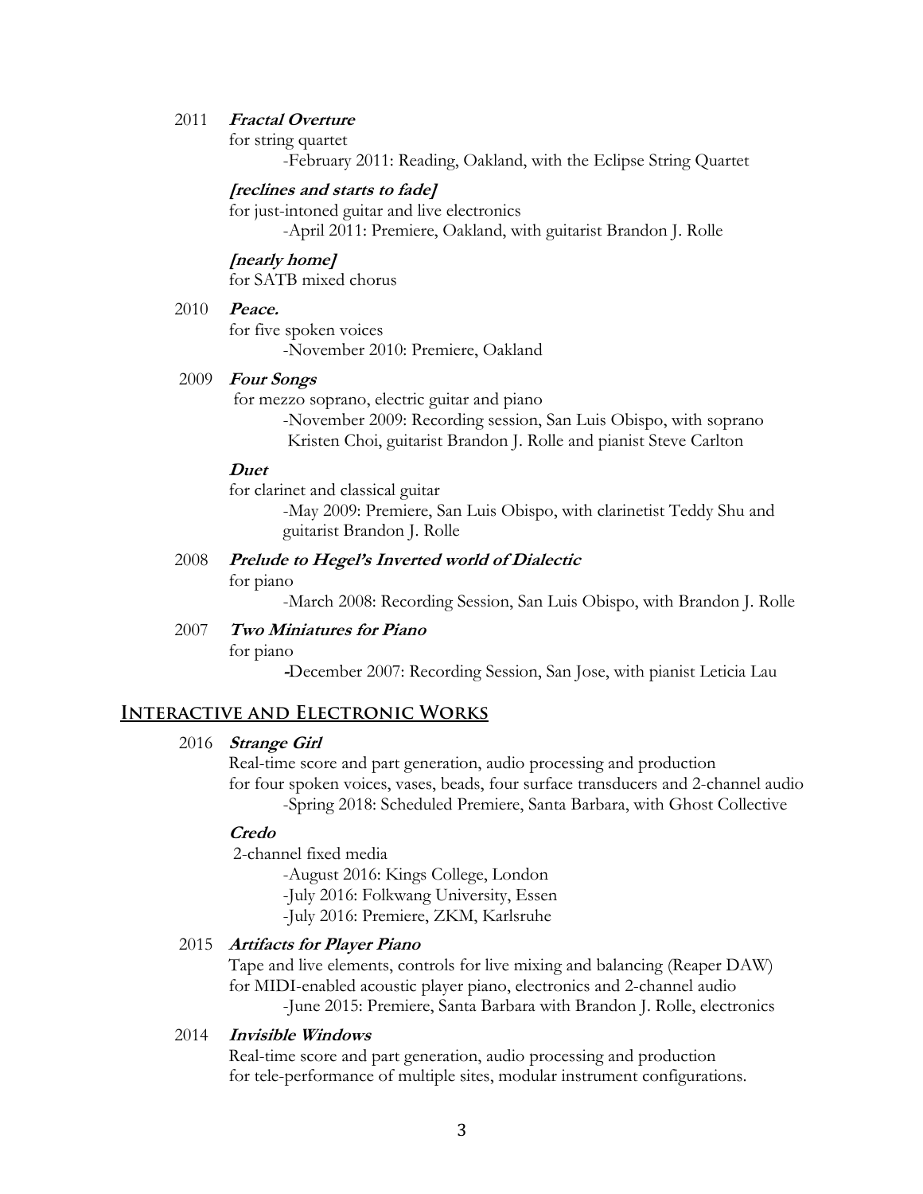2011 ***Fractal Overture***

for string quartet

-February 2011: Reading, Oakland, with the Eclipse String Quartet

***[reclines and starts to fade]***

for just-intoned guitar and live electronics

-April 2011: Premiere, Oakland, with guitarist Brandon J. Rolle

***[nearly home]***

for SATB mixed chorus

2010 ***Peace.***

for five spoken voices

-November 2010: Premiere, Oakland

2009 ***Four Songs***

for mezzo soprano, electric guitar and piano

-November 2009: Recording session, San Luis Obispo, with soprano Kristen Choi, guitarist Brandon J. Rolle and pianist Steve Carlton

***Duet***

for clarinet and classical guitar

-May 2009: Premiere, San Luis Obispo, with clarinetist Teddy Shu and guitarist Brandon J. Rolle

2008 ***Prelude to Hegel's Inverted world of Dialectic***

for piano

-March 2008: Recording Session, San Luis Obispo, with Brandon J. Rolle

2007 ***Two Miniatures for Piano***

for piano

-December 2007: Recording Session, San Jose, with pianist Leticia Lau

## Interactive and Electronic Works

2016 ***Strange Girl***

Real-time score and part generation, audio processing and production
for four spoken voices, vases, beads, four surface transducers and 2-channel audio

-Spring 2018: Scheduled Premiere, Santa Barbara, with Ghost Collective

***Credo***

2-channel fixed media

-August 2016: Kings College, London
-July 2016: Folkwang University, Essen
-July 2016: Premiere, ZKM, Karlsruhe

2015 ***Artifacts for Player Piano***

Tape and live elements, controls for live mixing and balancing (Reaper DAW)
for MIDI-enabled acoustic player piano, electronics and 2-channel audio

-June 2015: Premiere, Santa Barbara with Brandon J. Rolle, electronics

2014 ***Invisible Windows***

Real-time score and part generation, audio processing and production
for tele-performance of multiple sites, modular instrument configurations.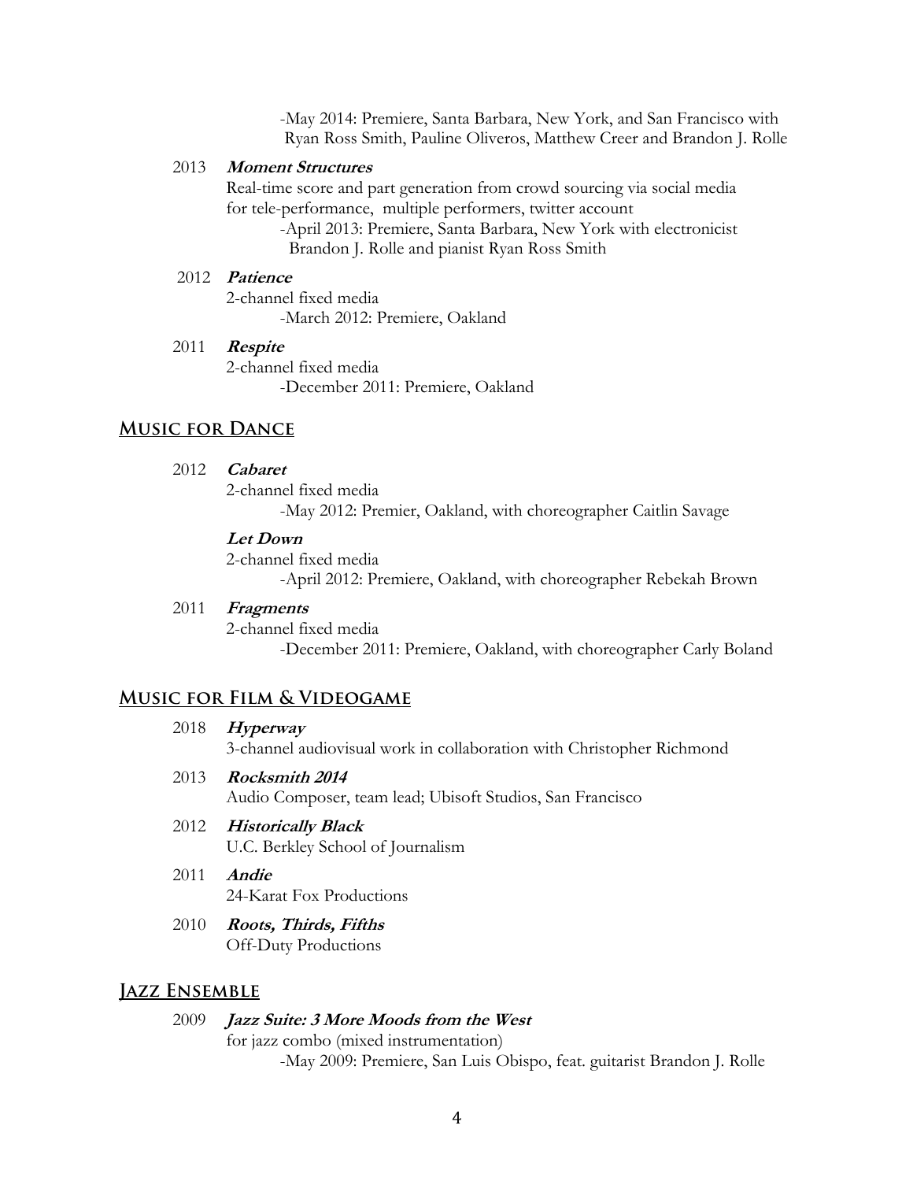-May 2014: Premiere, Santa Barbara, New York, and San Francisco with Ryan Ross Smith, Pauline Oliveros, Matthew Creer and Brandon J. Rolle

2013 ***Moment Structures***
Real-time score and part generation from crowd sourcing via social media for tele-performance, multiple performers, twitter account
-April 2013: Premiere, Santa Barbara, New York with electronicist Brandon J. Rolle and pianist Ryan Ross Smith

2012 ***Patience***
2-channel fixed media
-March 2012: Premiere, Oakland

2011 ***Respite***
2-channel fixed media
-December 2011: Premiere, Oakland

## Music for Dance

2012 ***Cabaret***
2-channel fixed media
-May 2012: Premier, Oakland, with choreographer Caitlin Savage

***Let Down***
2-channel fixed media
-April 2012: Premiere, Oakland, with choreographer Rebekah Brown

2011 ***Fragments***
2-channel fixed media
-December 2011: Premiere, Oakland, with choreographer Carly Boland

## Music for Film & Videogame

2018 ***Hyperway***
3-channel audiovisual work in collaboration with Christopher Richmond

2013 ***Rocksmith 2014***
Audio Composer, team lead; Ubisoft Studios, San Francisco

2012 ***Historically Black***
U.C. Berkley School of Journalism

2011 ***Andie***
24-Karat Fox Productions

2010 ***Roots, Thirds, Fifths***
Off-Duty Productions

## Jazz Ensemble

2009 ***Jazz Suite: 3 More Moods from the West***
for jazz combo (mixed instrumentation)
-May 2009: Premiere, San Luis Obispo, feat. guitarist Brandon J. Rolle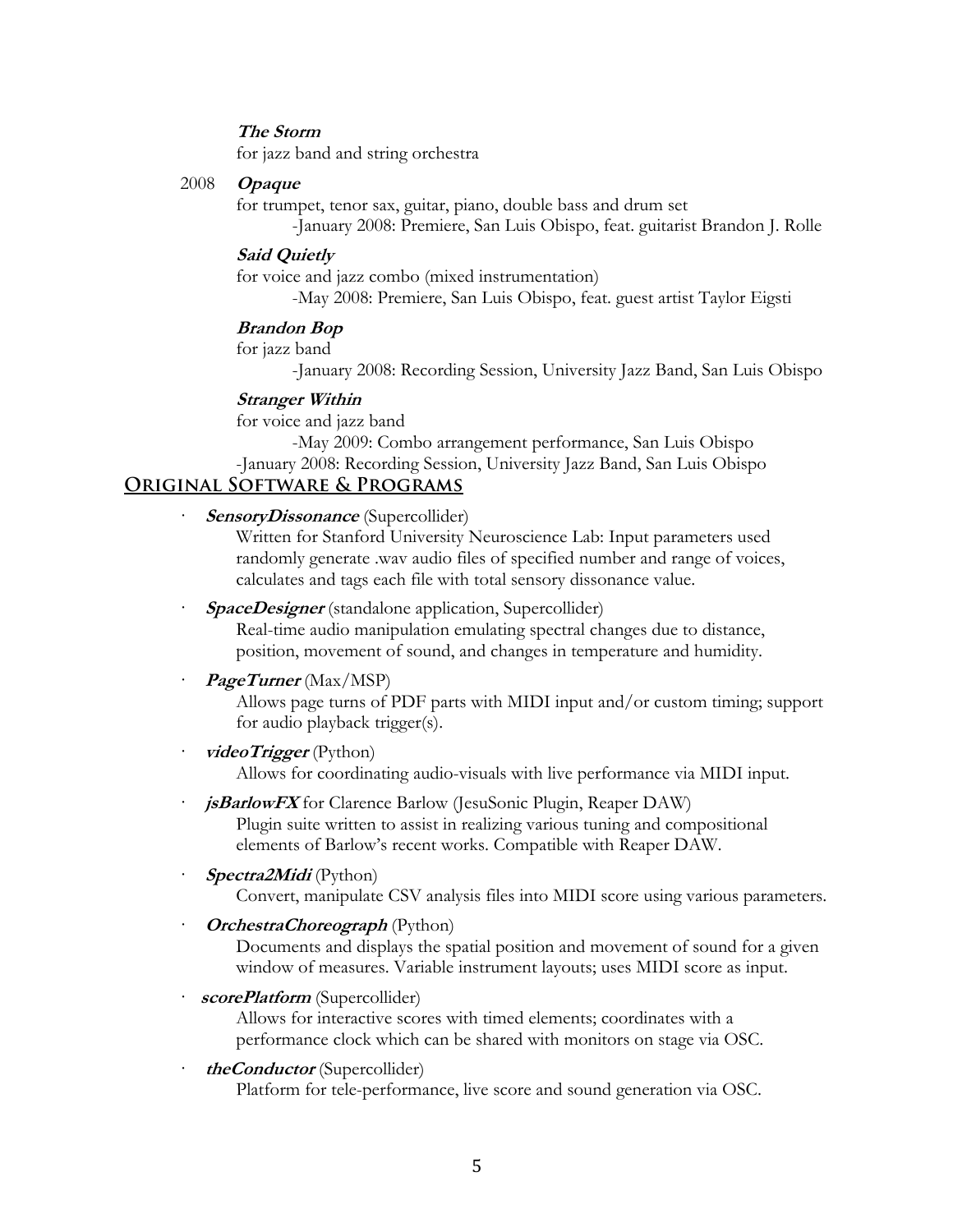***The Storm***

for jazz band and string orchestra

2008 ***Opaque***

for trumpet, tenor sax, guitar, piano, double bass and drum set

-January 2008: Premiere, San Luis Obispo, feat. guitarist Brandon J. Rolle

***Said Quietly***

for voice and jazz combo (mixed instrumentation)

-May 2008: Premiere, San Luis Obispo, feat. guest artist Taylor Eigsti

***Brandon Bop***

for jazz band

-January 2008: Recording Session, University Jazz Band, San Luis Obispo

***Stranger Within***

for voice and jazz band

-May 2009: Combo arrangement performance, San Luis Obispo

-January 2008: Recording Session, University Jazz Band, San Luis Obispo

## Original Software & Programs

- ***SensoryDissonance*** (Supercollider)
  Written for Stanford University Neuroscience Lab: Input parameters used randomly generate .wav audio files of specified number and range of voices, calculates and tags each file with total sensory dissonance value.
- ***SpaceDesigner*** (standalone application, Supercollider)
  Real-time audio manipulation emulating spectral changes due to distance, position, movement of sound, and changes in temperature and humidity.
- ***PageTurner*** (Max/MSP)
  Allows page turns of PDF parts with MIDI input and/or custom timing; support for audio playback trigger(s).
- ***videoTrigger*** (Python)
  Allows for coordinating audio-visuals with live performance via MIDI input.
- ***jsBarlowFX*** for Clarence Barlow (JesuSonic Plugin, Reaper DAW)
  Plugin suite written to assist in realizing various tuning and compositional elements of Barlow's recent works. Compatible with Reaper DAW.
- ***Spectra2Midi*** (Python)
  Convert, manipulate CSV analysis files into MIDI score using various parameters.
- ***OrchestraChoreograph*** (Python)
  Documents and displays the spatial position and movement of sound for a given window of measures. Variable instrument layouts; uses MIDI score as input.
- ***scorePlatform*** (Supercollider)
  Allows for interactive scores with timed elements; coordinates with a performance clock which can be shared with monitors on stage via OSC.
- ***theConductor*** (Supercollider)
  Platform for tele-performance, live score and sound generation via OSC.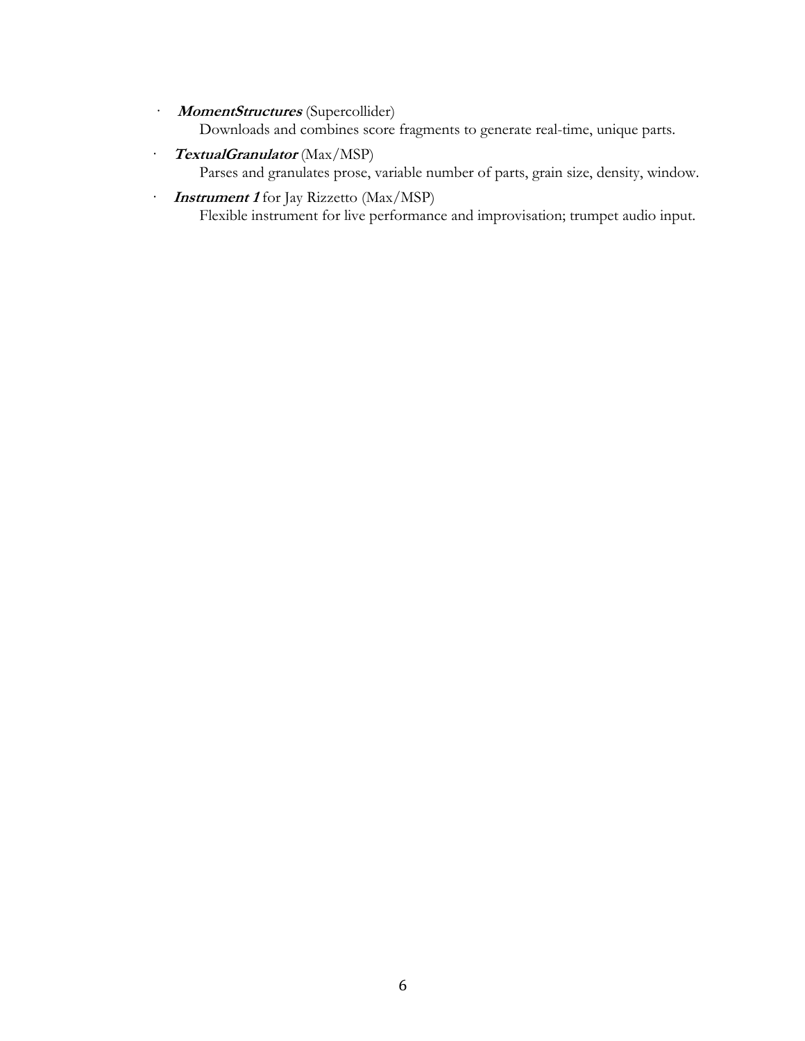- ***MomentStructures*** (Supercollider)
  Downloads and combines score fragments to generate real-time, unique parts.
- ***TextualGranulator*** (Max/MSP)
  Parses and granulates prose, variable number of parts, grain size, density, window.
- ***Instrument 1*** for Jay Rizzetto (Max/MSP)
  Flexible instrument for live performance and improvisation; trumpet audio input.